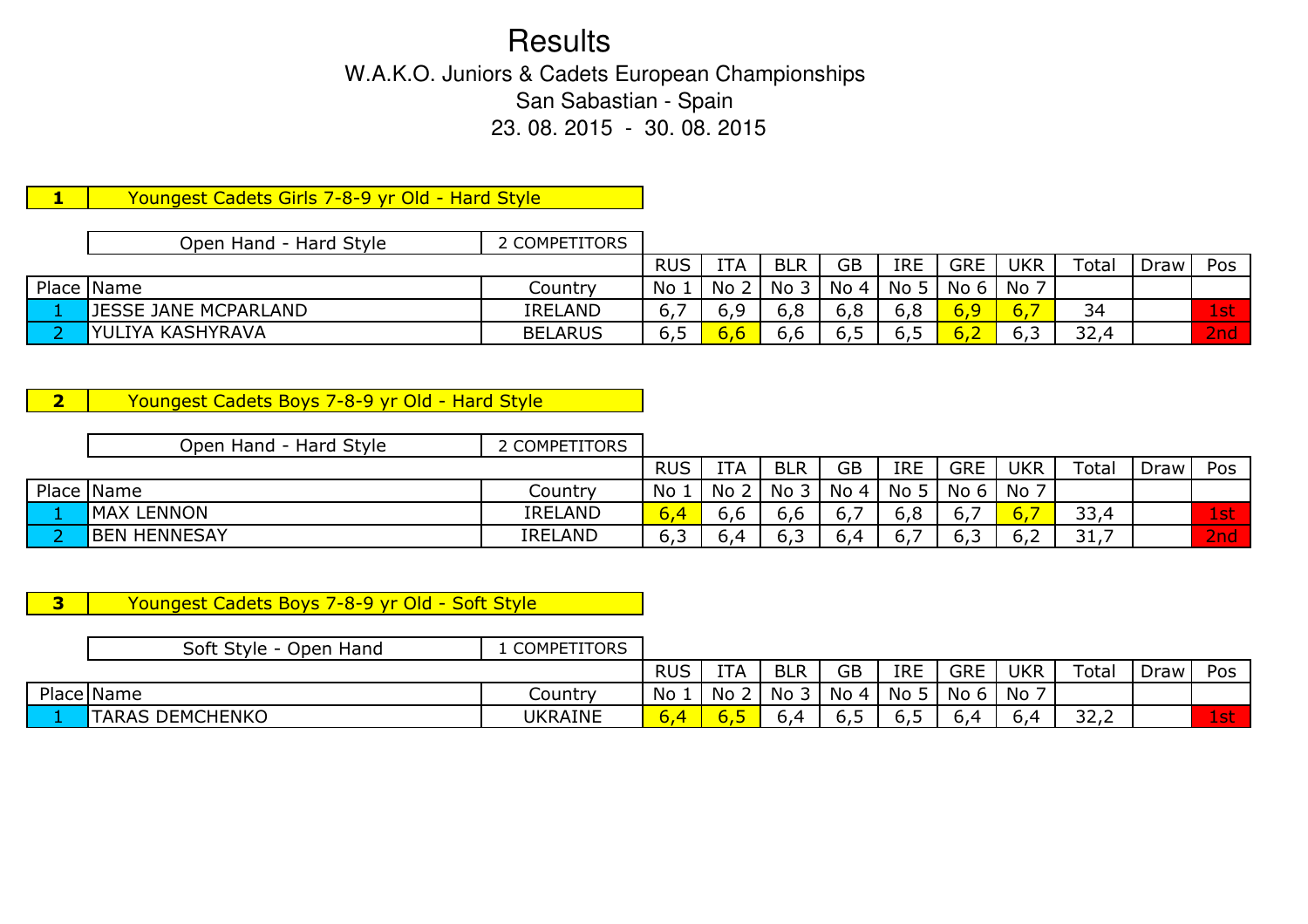# Results

## W.A.K.O. Juniors & Cadets European Championships

San Sabastian - Spain

23. 08. 2015 - 30. 08. 2015

### 1 Youngest Cadets Girls 7-8-9 yr Old - Hard Style

| Open Hand - Hard Style | | 2 COMPETITORS | | | | | | | | | | |
|---|---|---|---|---|---|---|---|---|---|---|---|---|
| | | | RUS | ITA | BLR | GB | IRE | GRE | UKR | Total | Draw | Pos |
| Place | Name | Country | No 1 | No 2 | No 3 | No 4 | No 5 | No 6 | No 7 | | | |
| 1 | JESSE JANE MCPARLAND | IRELAND | 6,7 | 6,9 | 6,8 | 6,8 | 6,8 | 6,9 | 6,7 | 34 | | 1st |
| 2 | YULIYA KASHYRAVA | BELARUS | 6,5 | 6,6 | 6,6 | 6,5 | 6,5 | 6,2 | 6,3 | 32,4 | | 2nd |

### 2 Youngest Cadets Boys 7-8-9 yr Old - Hard Style

| Open Hand - Hard Style | | 2 COMPETITORS | | | | | | | | | | |
|---|---|---|---|---|---|---|---|---|---|---|---|---|
| | | | RUS | ITA | BLR | GB | IRE | GRE | UKR | Total | Draw | Pos |
| Place | Name | Country | No 1 | No 2 | No 3 | No 4 | No 5 | No 6 | No 7 | | | |
| 1 | MAX LENNON | IRELAND | 6,4 | 6,6 | 6,6 | 6,7 | 6,8 | 6,7 | 6,7 | 33,4 | | 1st |
| 2 | BEN HENNESAY | IRELAND | 6,3 | 6,4 | 6,3 | 6,4 | 6,7 | 6,3 | 6,2 | 31,7 | | 2nd |

### 3 Youngest Cadets Boys 7-8-9 yr Old - Soft Style

| Soft Style - Open Hand | | 1 COMPETITORS | | | | | | | | | | |
|---|---|---|---|---|---|---|---|---|---|---|---|---|
| | | | RUS | ITA | BLR | GB | IRE | GRE | UKR | Total | Draw | Pos |
| Place | Name | Country | No 1 | No 2 | No 3 | No 4 | No 5 | No 6 | No 7 | | | |
| 1 | TARAS DEMCHENKO | UKRAINE | 6,4 | 6,5 | 6,4 | 6,5 | 6,5 | 6,4 | 6,4 | 32,2 | | 1st |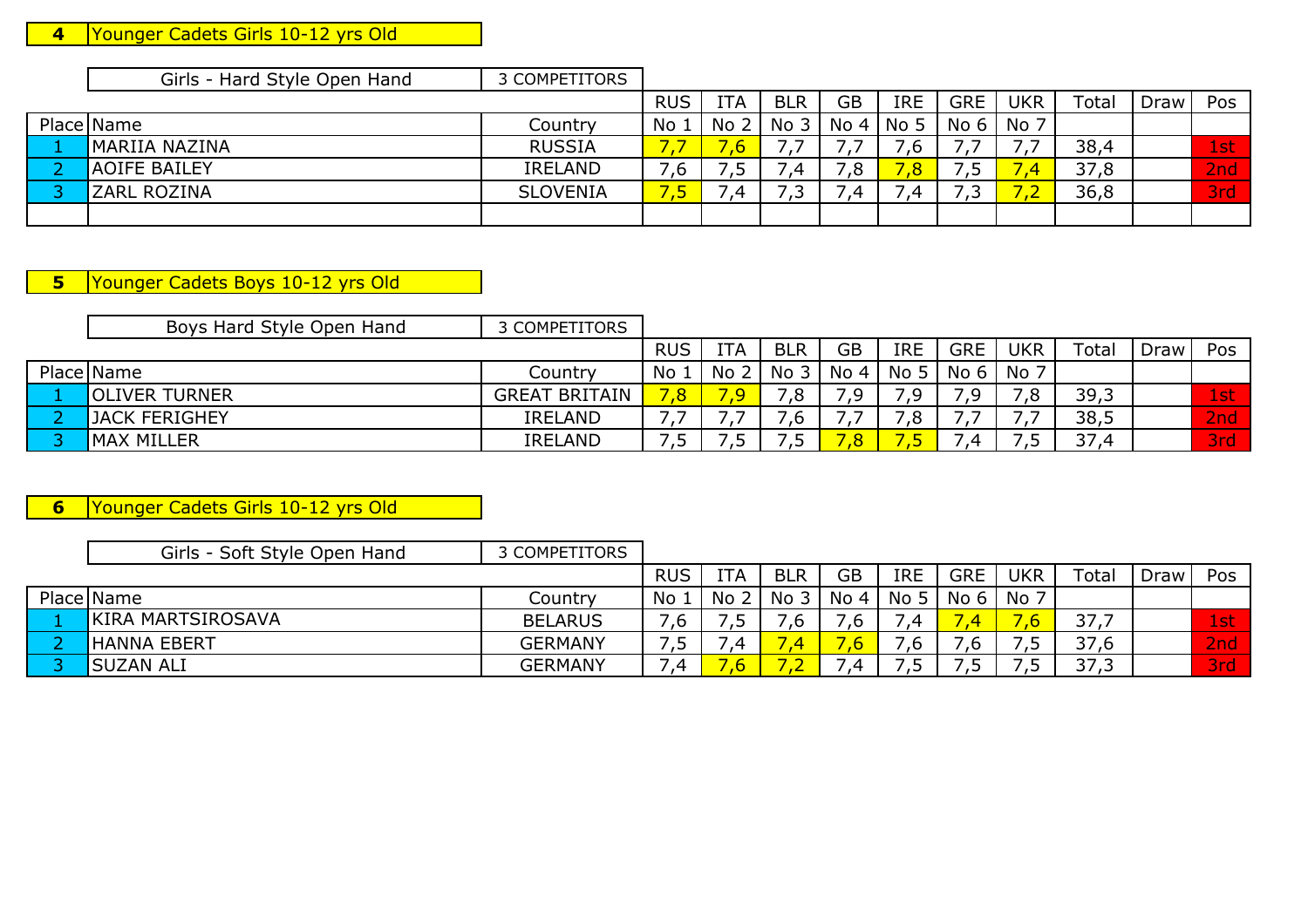| 4 | Younger Cadets Girls 10-12 yrs Old |
|---|---|

| | Girls - Hard Style Open Hand | 3 COMPETITORS | | | | | | | | | | |
|---|---|---|---|---|---|---|---|---|---|---|---|---|
| | | | RUS | ITA | BLR | GB | IRE | GRE | UKR | Total | Draw | Pos |
| Place | Name | Country | No 1 | No 2 | No 3 | No 4 | No 5 | No 6 | No 7 | | | |
| 1 | MARIIA NAZINA | RUSSIA | 7,7 | 7,6 | 7,7 | 7,7 | 7,6 | 7,7 | 7,7 | 38,4 | | 1st |
| 2 | AOIFE BAILEY | IRELAND | 7,6 | 7,5 | 7,4 | 7,8 | 7,8 | 7,5 | 7,4 | 37,8 | | 2nd |
| 3 | ZARL ROZINA | SLOVENIA | 7,5 | 7,4 | 7,3 | 7,4 | 7,4 | 7,3 | 7,2 | 36,8 | | 3rd |
| | | | | | | | | | | | | |

| 5 | Younger Cadets Boys 10-12 yrs Old |
|---|---|

| | Boys Hard Style Open Hand | 3 COMPETITORS | | | | | | | | | | |
|---|---|---|---|---|---|---|---|---|---|---|---|---|
| | | | RUS | ITA | BLR | GB | IRE | GRE | UKR | Total | Draw | Pos |
| Place | Name | Country | No 1 | No 2 | No 3 | No 4 | No 5 | No 6 | No 7 | | | |
| 1 | OLIVER TURNER | GREAT BRITAIN | 7,8 | 7,9 | 7,8 | 7,9 | 7,9 | 7,9 | 7,8 | 39,3 | | 1st |
| 2 | JACK FERIGHEY | IRELAND | 7,7 | 7,7 | 7,6 | 7,7 | 7,8 | 7,7 | 7,7 | 38,5 | | 2nd |
| 3 | MAX MILLER | IRELAND | 7,5 | 7,5 | 7,5 | 7,8 | 7,5 | 7,4 | 7,5 | 37,4 | | 3rd |

| 6 | Younger Cadets Girls 10-12 yrs Old |
|---|---|

| | Girls - Soft Style Open Hand | 3 COMPETITORS | | | | | | | | | | |
|---|---|---|---|---|---|---|---|---|---|---|---|---|
| | | | RUS | ITA | BLR | GB | IRE | GRE | UKR | Total | Draw | Pos |
| Place | Name | Country | No 1 | No 2 | No 3 | No 4 | No 5 | No 6 | No 7 | | | |
| 1 | KIRA MARTSIROSAVA | BELARUS | 7,6 | 7,5 | 7,6 | 7,6 | 7,4 | 7,4 | 7,6 | 37,7 | | 1st |
| 2 | HANNA EBERT | GERMANY | 7,5 | 7,4 | 7,4 | 7,6 | 7,6 | 7,6 | 7,5 | 37,6 | | 2nd |
| 3 | SUZAN ALI | GERMANY | 7,4 | 7,6 | 7,2 | 7,4 | 7,5 | 7,5 | 7,5 | 37,3 | | 3rd |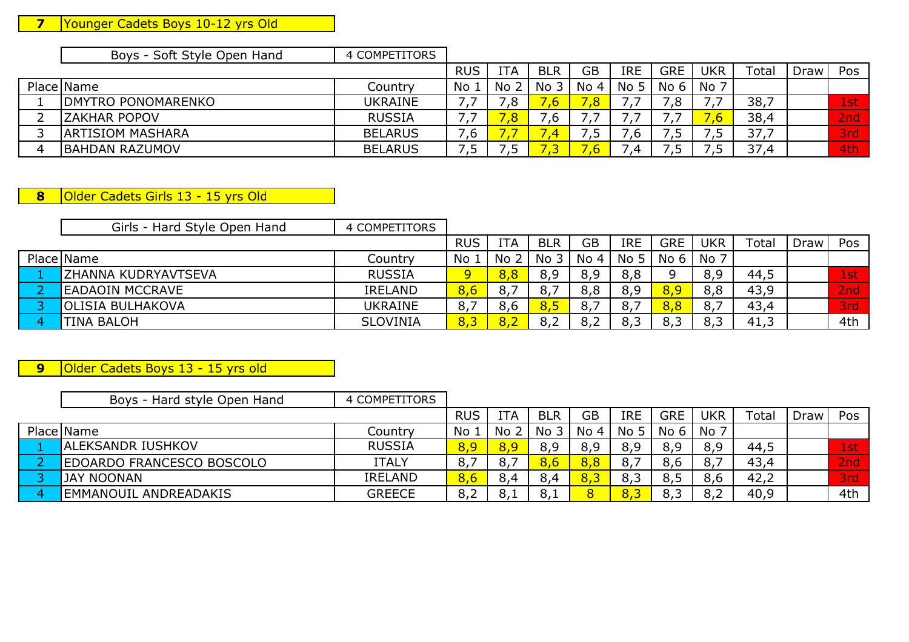## 7 Younger Cadets Boys 10-12 yrs Old

| | Boys - Soft Style Open Hand | 4 COMPETITORS | | | | | | | | | | |
|---|---|---|---|---|---|---|---|---|---|---|---|---|
| | | | RUS | ITA | BLR | GB | IRE | GRE | UKR | Total | Draw | Pos |
| Place | Name | Country | No 1 | No 2 | No 3 | No 4 | No 5 | No 6 | No 7 | | | |
| 1 | DMYTRO PONOMARENKO | UKRAINE | 7,7 | 7,8 | 7,6 | 7,8 | 7,7 | 7,8 | 7,7 | 38,7 | | 1st |
| 2 | ZAKHAR POPOV | RUSSIA | 7,7 | 7,8 | 7,6 | 7,7 | 7,7 | 7,7 | 7,6 | 38,4 | | 2nd |
| 3 | ARTISIOM MASHARA | BELARUS | 7,6 | 7,7 | 7,4 | 7,5 | 7,6 | 7,5 | 7,5 | 37,7 | | 3rd |
| 4 | BAHDAN RAZUMOV | BELARUS | 7,5 | 7,5 | 7,3 | 7,6 | 7,4 | 7,5 | 7,5 | 37,4 | | 4th |

## 8 Older Cadets Girls 13 - 15 yrs Old

| | Girls - Hard Style Open Hand | 4 COMPETITORS | | | | | | | | | | |
|---|---|---|---|---|---|---|---|---|---|---|---|---|
| | | | RUS | ITA | BLR | GB | IRE | GRE | UKR | Total | Draw | Pos |
| Place | Name | Country | No 1 | No 2 | No 3 | No 4 | No 5 | No 6 | No 7 | | | |
| 1 | ZHANNA KUDRYAVTSEVA | RUSSIA | 9 | 8,8 | 8,9 | 8,9 | 8,8 | 9 | 8,9 | 44,5 | | 1st |
| 2 | EADAOIN MCCRAVE | IRELAND | 8,6 | 8,7 | 8,7 | 8,8 | 8,9 | 8,9 | 8,8 | 43,9 | | 2nd |
| 3 | OLISIA BULHAKOVA | UKRAINE | 8,7 | 8,6 | 8,5 | 8,7 | 8,7 | 8,8 | 8,7 | 43,4 | | 3rd |
| 4 | TINA BALOH | SLOVINIA | 8,3 | 8,2 | 8,2 | 8,2 | 8,3 | 8,3 | 8,3 | 41,3 | | 4th |

## 9 Older Cadets Boys 13 - 15 yrs old

| | Boys - Hard style Open Hand | 4 COMPETITORS | | | | | | | | | | |
|---|---|---|---|---|---|---|---|---|---|---|---|---|
| | | | RUS | ITA | BLR | GB | IRE | GRE | UKR | Total | Draw | Pos |
| Place | Name | Country | No 1 | No 2 | No 3 | No 4 | No 5 | No 6 | No 7 | | | |
| 1 | ALEKSANDR IUSHKOV | RUSSIA | 8,9 | 8,9 | 8,9 | 8,9 | 8,9 | 8,9 | 8,9 | 44,5 | | 1st |
| 2 | EDOARDO FRANCESCO BOSCOLO | ITALY | 8,7 | 8,7 | 8,6 | 8,8 | 8,7 | 8,6 | 8,7 | 43,4 | | 2nd |
| 3 | JAY NOONAN | IRELAND | 8,6 | 8,4 | 8,4 | 8,3 | 8,3 | 8,5 | 8,6 | 42,2 | | 3rd |
| 4 | EMMANOUIL ANDREADAKIS | GREECE | 8,2 | 8,1 | 8,1 | 8 | 8,3 | 8,3 | 8,2 | 40,9 | | 4th |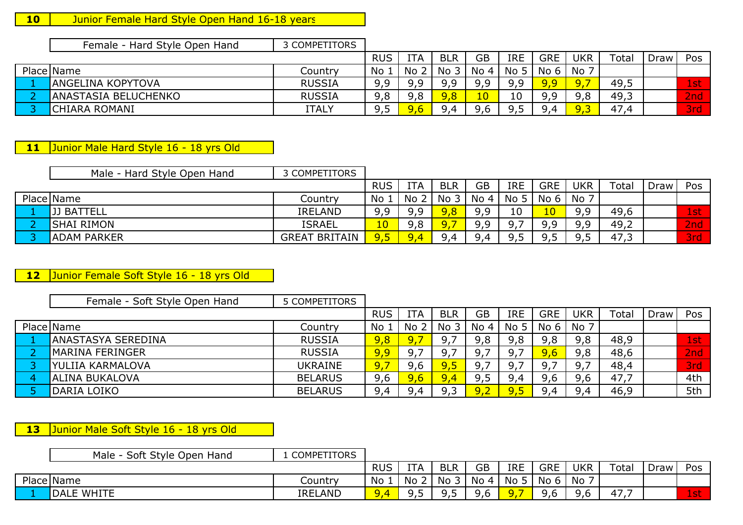**10** Junior Female Hard Style Open Hand 16-18 years

| | Female - Hard Style Open Hand | 3 COMPETITORS | RUS | ITA | BLR | GB | IRE | GRE | UKR | Total | Draw | Pos |
|---|---|---|---|---|---|---|---|---|---|---|---|---|
| Place | Name | Country | No 1 | No 2 | No 3 | No 4 | No 5 | No 6 | No 7 | | | |
| 1 | ANGELINA KOPYTOVA | RUSSIA | 9,9 | 9,9 | 9,9 | 9,9 | 9,9 | 9,9 | 9,7 | 49,5 | | 1st |
| 2 | ANASTASIA BELUCHENKO | RUSSIA | 9,8 | 9,8 | 9,8 | 10 | 10 | 9,9 | 9,8 | 49,3 | | 2nd |
| 3 | CHIARA ROMANI | ITALY | 9,5 | 9,6 | 9,4 | 9,6 | 9,5 | 9,4 | 9,3 | 47,4 | | 3rd |

**11** Junior Male Hard Style 16 - 18 yrs Old

| | Male - Hard Style Open Hand | 3 COMPETITORS | RUS | ITA | BLR | GB | IRE | GRE | UKR | Total | Draw | Pos |
|---|---|---|---|---|---|---|---|---|---|---|---|---|
| Place | Name | Country | No 1 | No 2 | No 3 | No 4 | No 5 | No 6 | No 7 | | | |
| 1 | JJ BATTELL | IRELAND | 9,9 | 9,9 | 9,8 | 9,9 | 10 | 10 | 9,9 | 49,6 | | 1st |
| 2 | SHAI RIMON | ISRAEL | 10 | 9,8 | 9,7 | 9,9 | 9,7 | 9,9 | 9,9 | 49,2 | | 2nd |
| 3 | ADAM PARKER | GREAT BRITAIN | 9,5 | 9,4 | 9,4 | 9,4 | 9,5 | 9,5 | 9,5 | 47,3 | | 3rd |

**12** Junior Female Soft Style 16 - 18 yrs Old

| | Female - Soft Style Open Hand | 5 COMPETITORS | RUS | ITA | BLR | GB | IRE | GRE | UKR | Total | Draw | Pos |
|---|---|---|---|---|---|---|---|---|---|---|---|---|
| Place | Name | Country | No 1 | No 2 | No 3 | No 4 | No 5 | No 6 | No 7 | | | |
| 1 | ANASTASYA SEREDINA | RUSSIA | 9,8 | 9,7 | 9,7 | 9,8 | 9,8 | 9,8 | 9,8 | 48,9 | | 1st |
| 2 | MARINA FERINGER | RUSSIA | 9,9 | 9,7 | 9,7 | 9,7 | 9,7 | 9,6 | 9,8 | 48,6 | | 2nd |
| 3 | YULIIA KARMALOVA | UKRAINE | 9,7 | 9,6 | 9,5 | 9,7 | 9,7 | 9,7 | 9,7 | 48,4 | | 3rd |
| 4 | ALINA BUKALOVA | BELARUS | 9,6 | 9,6 | 9,4 | 9,5 | 9,4 | 9,6 | 9,6 | 47,7 | | 4th |
| 5 | DARIA LOIKO | BELARUS | 9,4 | 9,4 | 9,3 | 9,2 | 9,5 | 9,4 | 9,4 | 46,9 | | 5th |

**13** Junior Male Soft Style 16 - 18 yrs Old

| | Male - Soft Style Open Hand | 1 COMPETITORS | RUS | ITA | BLR | GB | IRE | GRE | UKR | Total | Draw | Pos |
|---|---|---|---|---|---|---|---|---|---|---|---|---|
| Place | Name | Country | No 1 | No 2 | No 3 | No 4 | No 5 | No 6 | No 7 | | | |
| 1 | DALE WHITE | IRELAND | 9,4 | 9,5 | 9,5 | 9,6 | 9,7 | 9,6 | 9,6 | 47,7 | | 1st |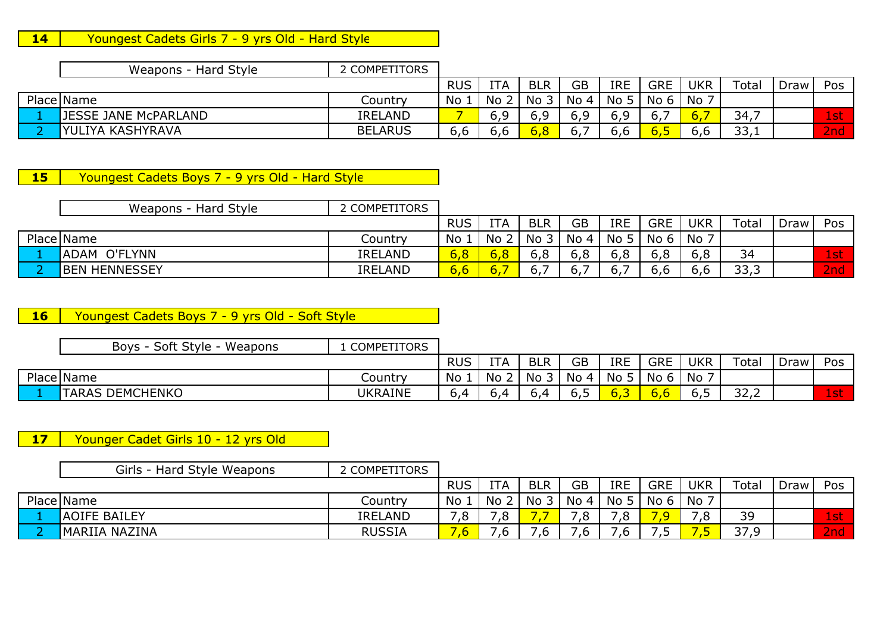## 14 Youngest Cadets Girls 7 - 9 yrs Old - Hard Style

| Place | Weapons - Hard Style | 2 COMPETITORS | RUS | ITA | BLR | GB | IRE | GRE | UKR | Total | Draw | Pos |
|---|---|---|---|---|---|---|---|---|---|---|---|---|
| Place | Name | Country | No 1 | No 2 | No 3 | No 4 | No 5 | No 6 | No 7 | | | |
| 1 | JESSE JANE McPARLAND | IRELAND | 7 | 6,9 | 6,9 | 6,9 | 6,9 | 6,7 | 6,7 | 34,7 | | 1st |
| 2 | YULIYA KASHYRAVA | BELARUS | 6,6 | 6,6 | 6,8 | 6,7 | 6,6 | 6,5 | 6,6 | 33,1 | | 2nd |

## 15 Youngest Cadets Boys 7 - 9 yrs Old - Hard Style

| Place | Weapons - Hard Style | 2 COMPETITORS | RUS | ITA | BLR | GB | IRE | GRE | UKR | Total | Draw | Pos |
|---|---|---|---|---|---|---|---|---|---|---|---|---|
| Place | Name | Country | No 1 | No 2 | No 3 | No 4 | No 5 | No 6 | No 7 | | | |
| 1 | ADAM O'FLYNN | IRELAND | 6,8 | 6,8 | 6,8 | 6,8 | 6,8 | 6,8 | 6,8 | 34 | | 1st |
| 2 | BEN HENNESSEY | IRELAND | 6,6 | 6,7 | 6,7 | 6,7 | 6,7 | 6,6 | 6,6 | 33,3 | | 2nd |

## 16 Youngest Cadets Boys 7 - 9 yrs Old - Soft Style

| Place | Boys - Soft Style - Weapons | 1 COMPETITORS | RUS | ITA | BLR | GB | IRE | GRE | UKR | Total | Draw | Pos |
|---|---|---|---|---|---|---|---|---|---|---|---|---|
| Place | Name | Country | No 1 | No 2 | No 3 | No 4 | No 5 | No 6 | No 7 | | | |
| 1 | TARAS DEMCHENKO | UKRAINE | 6,4 | 6,4 | 6,4 | 6,5 | 6,3 | 6,6 | 6,5 | 32,2 | | 1st |

## 17 Younger Cadet Girls 10 - 12 yrs Old

| Place | Girls - Hard Style Weapons | 2 COMPETITORS | RUS | ITA | BLR | GB | IRE | GRE | UKR | Total | Draw | Pos |
|---|---|---|---|---|---|---|---|---|---|---|---|---|
| Place | Name | Country | No 1 | No 2 | No 3 | No 4 | No 5 | No 6 | No 7 | | | |
| 1 | AOIFE BAILEY | IRELAND | 7,8 | 7,8 | 7,7 | 7,8 | 7,8 | 7,9 | 7,8 | 39 | | 1st |
| 2 | MARIIA NAZINA | RUSSIA | 7,6 | 7,6 | 7,6 | 7,6 | 7,6 | 7,5 | 7,5 | 37,9 | | 2nd |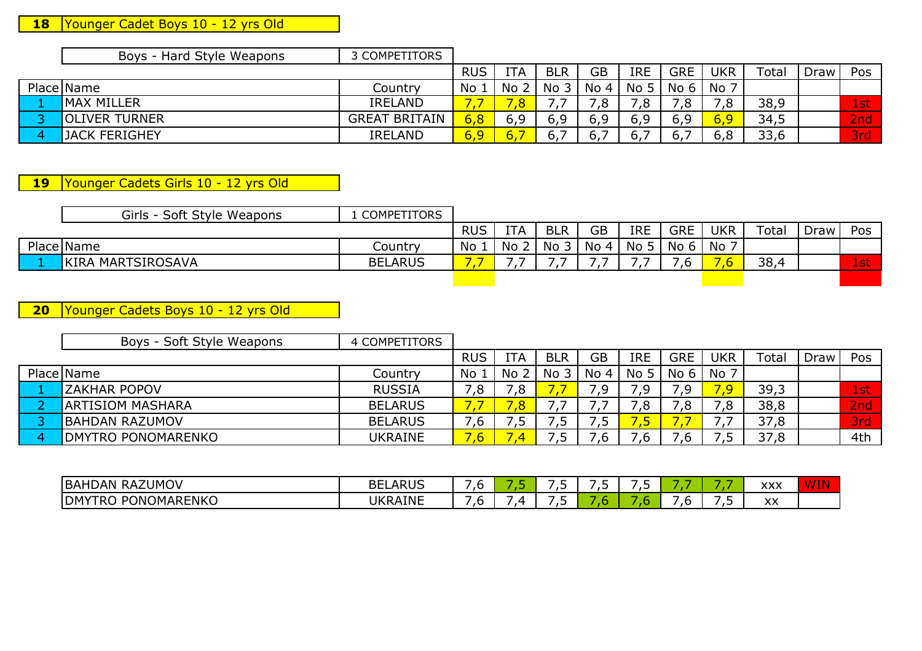**18** Younger Cadet Boys 10 - 12 yrs Old

| | Boys - Hard Style Weapons | 3 COMPETITORS | RUS | ITA | BLR | GB | IRE | GRE | UKR | Total | Draw | Pos |
|---|---|---|---|---|---|---|---|---|---|---|---|---|
| Place | Name | Country | No 1 | No 2 | No 3 | No 4 | No 5 | No 6 | No 7 | | | |
| 1 | MAX MILLER | IRELAND | 7,7 | 7,8 | 7,7 | 7,8 | 7,8 | 7,8 | 7,8 | 38,9 | | 1st |
| 3 | OLIVER TURNER | GREAT BRITAIN | 6,8 | 6,9 | 6,9 | 6,9 | 6,9 | 6,9 | 6,9 | 34,5 | | 2nd |
| 4 | JACK FERIGHEY | IRELAND | 6,9 | 6,7 | 6,7 | 6,7 | 6,7 | 6,7 | 6,8 | 33,6 | | 3rd |

**19** Younger Cadets Girls 10 - 12 yrs Old

| | Girls - Soft Style Weapons | 1 COMPETITORS | RUS | ITA | BLR | GB | IRE | GRE | UKR | Total | Draw | Pos |
|---|---|---|---|---|---|---|---|---|---|---|---|---|
| Place | Name | Country | No 1 | No 2 | No 3 | No 4 | No 5 | No 6 | No 7 | | | |
| 1 | KIRA MARTSIROSAVA | BELARUS | 7,7 | 7,7 | 7,7 | 7,7 | 7,7 | 7,6 | 7,6 | 38,4 | | 1st |

**20** Younger Cadets Boys 10 - 12 yrs Old

| | Boys - Soft Style Weapons | 4 COMPETITORS | RUS | ITA | BLR | GB | IRE | GRE | UKR | Total | Draw | Pos |
|---|---|---|---|---|---|---|---|---|---|---|---|---|
| Place | Name | Country | No 1 | No 2 | No 3 | No 4 | No 5 | No 6 | No 7 | | | |
| 1 | ZAKHAR POPOV | RUSSIA | 7,8 | 7,8 | 7,7 | 7,9 | 7,9 | 7,9 | 7,9 | 39,3 | | 1st |
| 2 | ARTISIOM MASHARA | BELARUS | 7,7 | 7,8 | 7,7 | 7,7 | 7,8 | 7,8 | 7,8 | 38,8 | | 2nd |
| 3 | BAHDAN RAZUMOV | BELARUS | 7,6 | 7,5 | 7,5 | 7,5 | 7,5 | 7,7 | 7,7 | 37,8 | | 3rd |
| 4 | DMYTRO PONOMARENKO | UKRAINE | 7,6 | 7,4 | 7,5 | 7,6 | 7,6 | 7,6 | 7,5 | 37,8 | | 4th |

| Name | Country | RUS | ITA | BLR | GB | IRE | GRE | UKR | Total | Draw |
|---|---|---|---|---|---|---|---|---|---|---|
| BAHDAN RAZUMOV | BELARUS | 7,6 | 7,5 | 7,5 | 7,5 | 7,5 | 7,7 | 7,7 | xxx | WIN |
| DMYTRO PONOMARENKO | UKRAINE | 7,6 | 7,4 | 7,5 | 7,6 | 7,6 | 7,6 | 7,5 | xx | |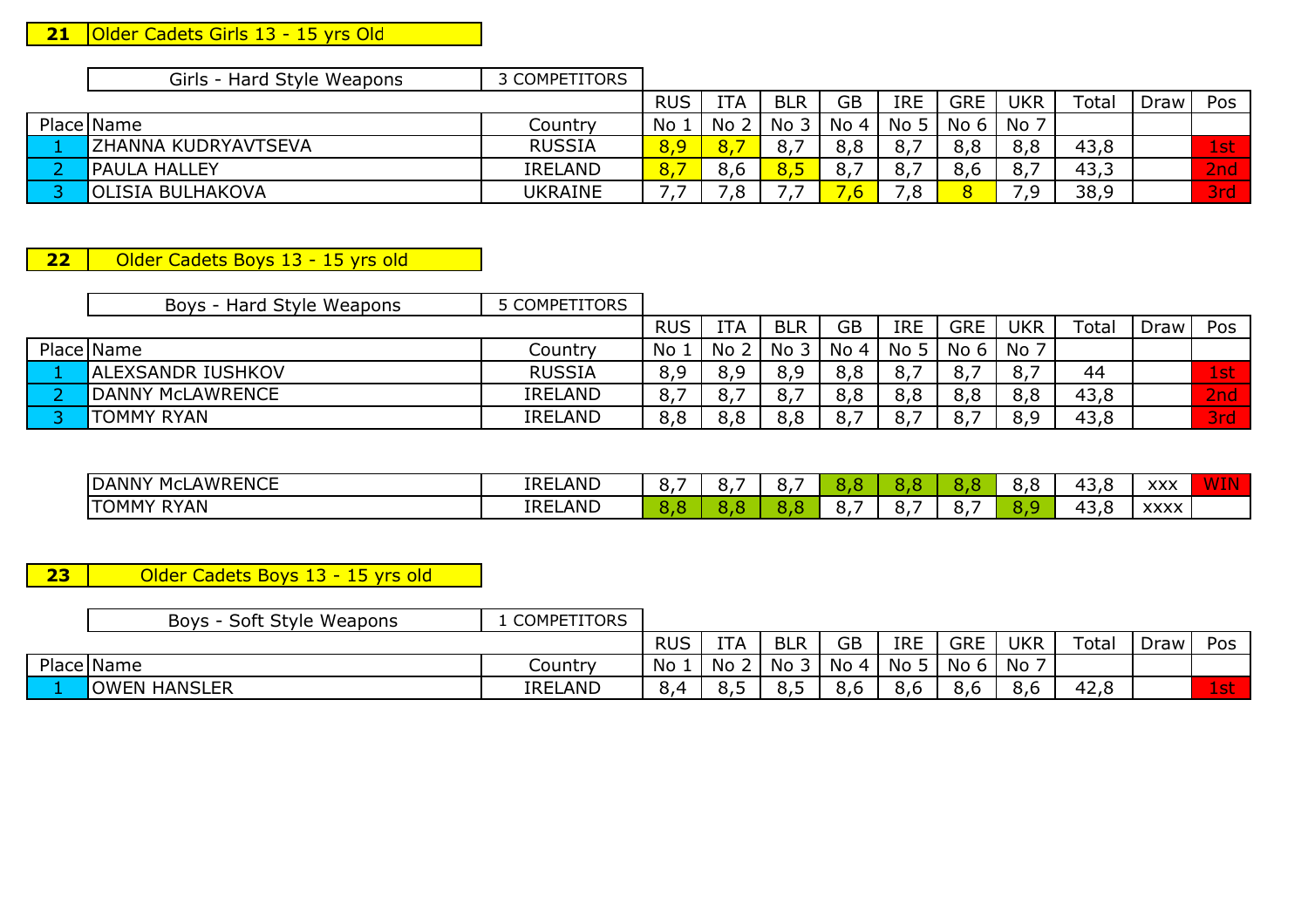**21** Older Cadets Girls 13 - 15 yrs Old

| Girls - Hard Style Weapons | | 3 COMPETITORS | | | | | | | | | | |
|---|---|---|---|---|---|---|---|---|---|---|---|---|
| | | | RUS | ITA | BLR | GB | IRE | GRE | UKR | Total | Draw | Pos |
| Place | Name | Country | No 1 | No 2 | No 3 | No 4 | No 5 | No 6 | No 7 | | | |
| 1 | ZHANNA KUDRYAVTSEVA | RUSSIA | 8,9 | 8,7 | 8,7 | 8,8 | 8,7 | 8,8 | 8,8 | 43,8 | | 1st |
| 2 | PAULA HALLEY | IRELAND | 8,7 | 8,6 | 8,5 | 8,7 | 8,7 | 8,6 | 8,7 | 43,3 | | 2nd |
| 3 | OLISIA BULHAKOVA | UKRAINE | 7,7 | 7,8 | 7,7 | 7,6 | 7,8 | 8 | 7,9 | 38,9 | | 3rd |

**22** Older Cadets Boys 13 - 15 yrs old

| Boys - Hard Style Weapons | | 5 COMPETITORS | | | | | | | | | | |
|---|---|---|---|---|---|---|---|---|---|---|---|---|
| | | | RUS | ITA | BLR | GB | IRE | GRE | UKR | Total | Draw | Pos |
| Place | Name | Country | No 1 | No 2 | No 3 | No 4 | No 5 | No 6 | No 7 | | | |
| 1 | ALEXSANDR IUSHKOV | RUSSIA | 8,9 | 8,9 | 8,9 | 8,8 | 8,7 | 8,7 | 8,7 | 44 | | 1st |
| 2 | DANNY McLAWRENCE | IRELAND | 8,7 | 8,7 | 8,7 | 8,8 | 8,8 | 8,8 | 8,8 | 43,8 | | 2nd |
| 3 | TOMMY RYAN | IRELAND | 8,8 | 8,8 | 8,8 | 8,7 | 8,7 | 8,7 | 8,9 | 43,8 | | 3rd |

| Name | Country | No 1 | No 2 | No 3 | No 4 | No 5 | No 6 | No 7 | Total | Draw | Pos |
|---|---|---|---|---|---|---|---|---|---|---|---|
| DANNY McLAWRENCE | IRELAND | 8,7 | 8,7 | 8,7 | 8,8 | 8,8 | 8,8 | 8,8 | 43,8 | xxx | WIN |
| TOMMY RYAN | IRELAND | 8,8 | 8,8 | 8,8 | 8,7 | 8,7 | 8,7 | 8,9 | 43,8 | xxxx | |

**23** Older Cadets Boys 13 - 15 yrs old

| Boys - Soft Style Weapons | | 1 COMPETITORS | | | | | | | | | | |
|---|---|---|---|---|---|---|---|---|---|---|---|---|
| | | | RUS | ITA | BLR | GB | IRE | GRE | UKR | Total | Draw | Pos |
| Place | Name | Country | No 1 | No 2 | No 3 | No 4 | No 5 | No 6 | No 7 | | | |
| 1 | OWEN HANSLER | IRELAND | 8,4 | 8,5 | 8,5 | 8,6 | 8,6 | 8,6 | 8,6 | 42,8 | | 1st |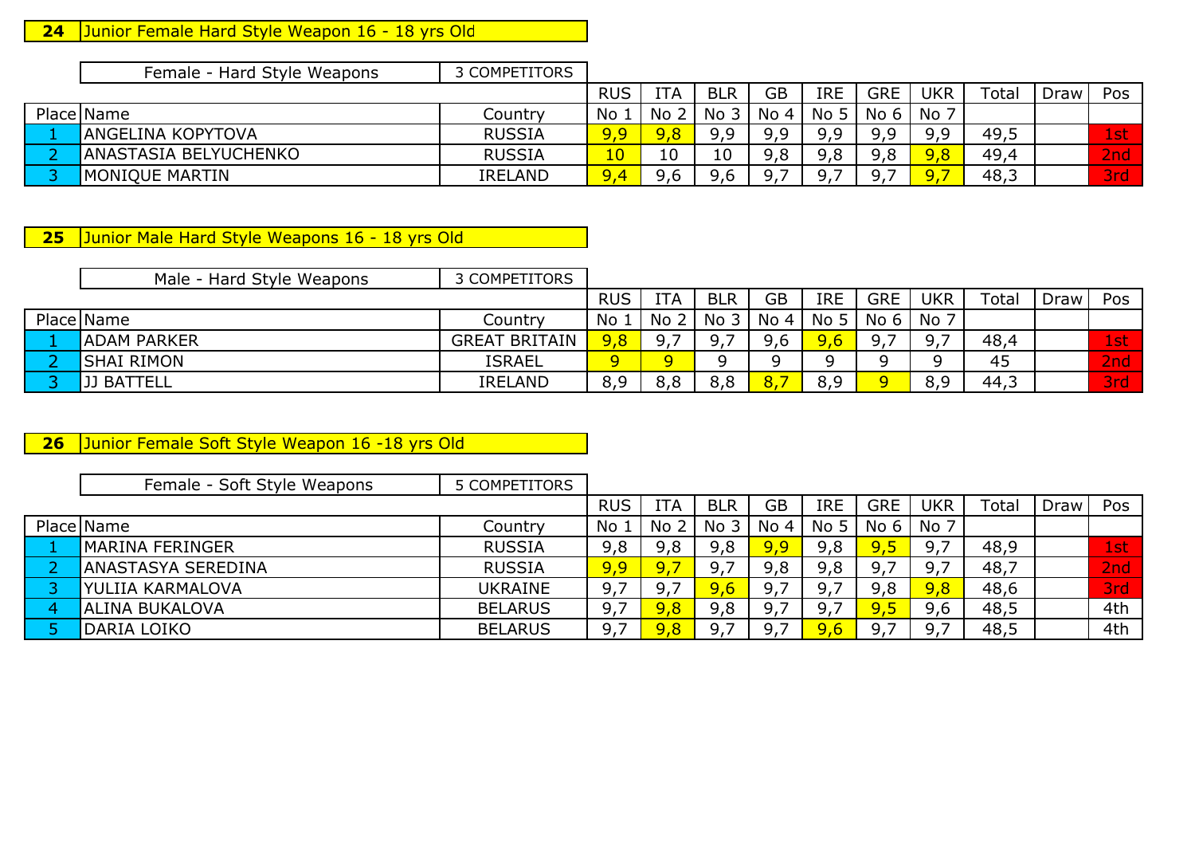**24** Junior Female Hard Style Weapon 16 - 18 yrs Old

| Place | Name | Country | RUS No 1 | ITA No 2 | BLR No 3 | GB No 4 | IRE No 5 | GRE No 6 | UKR No 7 | Total | Draw | Pos |
|---|---|---|---|---|---|---|---|---|---|---|---|---|
| | Female - Hard Style Weapons | 3 COMPETITORS | | | | | | | | | | |
| 1 | ANGELINA KOPYTOVA | RUSSIA | 9,9 | 9,8 | 9,9 | 9,9 | 9,9 | 9,9 | 9,9 | 49,5 | | 1st |
| 2 | ANASTASIA BELYUCHENKO | RUSSIA | 10 | 10 | 10 | 9,8 | 9,8 | 9,8 | 9,8 | 49,4 | | 2nd |
| 3 | MONIQUE MARTIN | IRELAND | 9,4 | 9,6 | 9,6 | 9,7 | 9,7 | 9,7 | 9,7 | 48,3 | | 3rd |

**25** Junior Male Hard Style Weapons 16 - 18 yrs Old

| Place | Name | Country | RUS No 1 | ITA No 2 | BLR No 3 | GB No 4 | IRE No 5 | GRE No 6 | UKR No 7 | Total | Draw | Pos |
|---|---|---|---|---|---|---|---|---|---|---|---|---|
| | Male - Hard Style Weapons | 3 COMPETITORS | | | | | | | | | | |
| 1 | ADAM PARKER | GREAT BRITAIN | 9,8 | 9,7 | 9,7 | 9,6 | 9,6 | 9,7 | 9,7 | 48,4 | | 1st |
| 2 | SHAI RIMON | ISRAEL | 9 | 9 | 9 | 9 | 9 | 9 | 9 | 45 | | 2nd |
| 3 | JJ BATTELL | IRELAND | 8,9 | 8,8 | 8,8 | 8,7 | 8,9 | 9 | 8,9 | 44,3 | | 3rd |

**26** Junior Female Soft Style Weapon 16 -18 yrs Old

| Place | Name | Country | RUS No 1 | ITA No 2 | BLR No 3 | GB No 4 | IRE No 5 | GRE No 6 | UKR No 7 | Total | Draw | Pos |
|---|---|---|---|---|---|---|---|---|---|---|---|---|
| | Female - Soft Style Weapons | 5 COMPETITORS | | | | | | | | | | |
| 1 | MARINA FERINGER | RUSSIA | 9,8 | 9,8 | 9,8 | 9,9 | 9,8 | 9,5 | 9,7 | 48,9 | | 1st |
| 2 | ANASTASYA SEREDINA | RUSSIA | 9,9 | 9,7 | 9,7 | 9,8 | 9,8 | 9,7 | 9,7 | 48,7 | | 2nd |
| 3 | YULIIA KARMALOVA | UKRAINE | 9,7 | 9,7 | 9,6 | 9,7 | 9,7 | 9,8 | 9,8 | 48,6 | | 3rd |
| 4 | ALINA BUKALOVA | BELARUS | 9,7 | 9,8 | 9,8 | 9,7 | 9,7 | 9,5 | 9,6 | 48,5 | | 4th |
| 5 | DARIA LOIKO | BELARUS | 9,7 | 9,8 | 9,7 | 9,7 | 9,6 | 9,7 | 9,7 | 48,5 | | 4th |